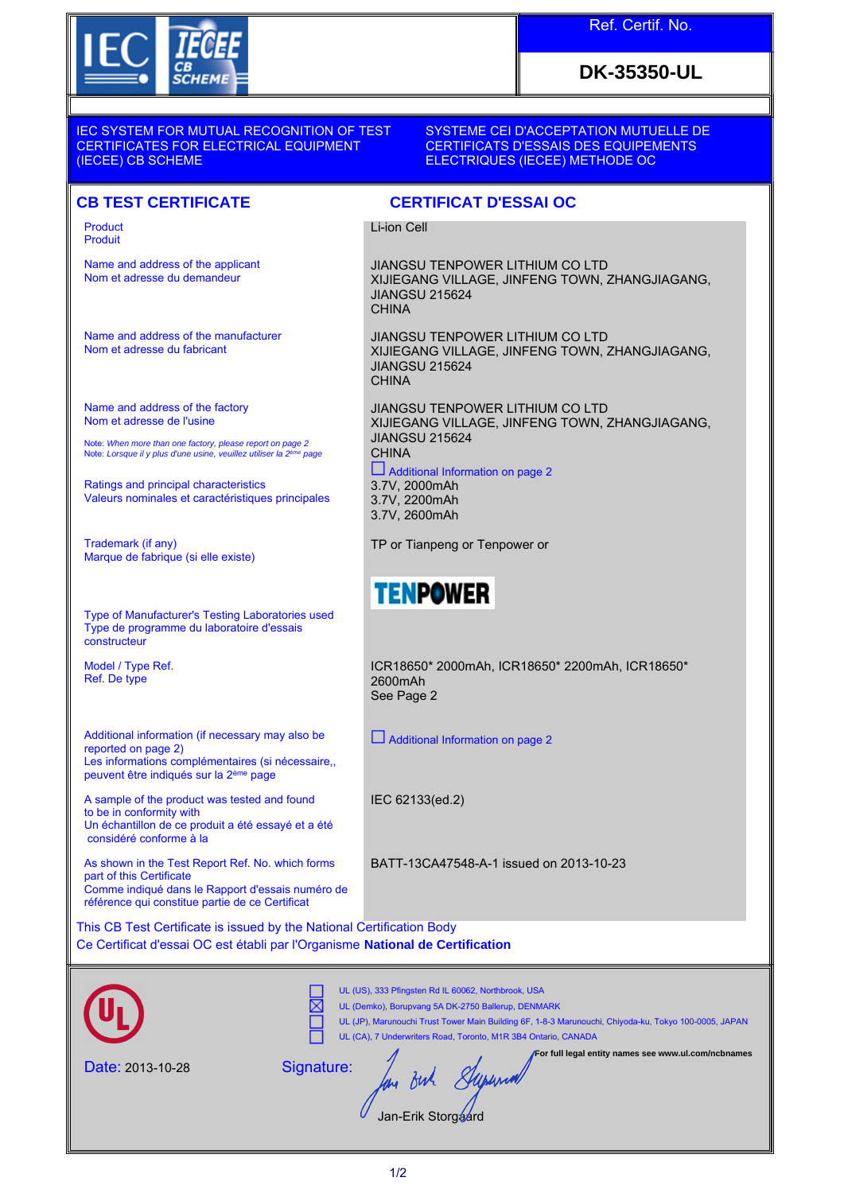IEC IECEE CB SCHEME

**Ref. Certif. No.**

**DK-35350-UL**

IEC SYSTEM FOR MUTUAL RECOGNITION OF TEST CERTIFICATES FOR ELECTRICAL EQUIPMENT (IECEE) CB SCHEME

SYSTEME CEI D'ACCEPTATION MUTUELLE DE CERTIFICATS D'ESSAIS DES EQUIPEMENTS ELECTRIQUES (IECEE) METHODE OC

## CB TEST CERTIFICATE

## CERTIFICAT D'ESSAI OC

| | |
|---|---|
| Product<br>Produit | Li-ion Cell |
| Name and address of the applicant<br>Nom et adresse du demandeur | JIANGSU TENPOWER LITHIUM CO LTD<br>XIJIEGANG VILLAGE, JINFENG TOWN, ZHANGJIAGANG, JIANGSU 215624<br>CHINA |
| Name and address of the manufacturer<br>Nom et adresse du fabricant | JIANGSU TENPOWER LITHIUM CO LTD<br>XIJIEGANG VILLAGE, JINFENG TOWN, ZHANGJIAGANG, JIANGSU 215624<br>CHINA |
| Name and address of the factory<br>Nom et adresse de l'usine<br>Note: *When more than one factory, please report on page 2*<br>Note: *Lorsque il y plus d'une usine, veuillez utiliser la 2ème page* | JIANGSU TENPOWER LITHIUM CO LTD<br>XIJIEGANG VILLAGE, JINFENG TOWN, ZHANGJIAGANG, JIANGSU 215624<br>CHINA<br>☐ Additional Information on page 2 |
| Ratings and principal characteristics<br>Valeurs nominales et caractéristiques principales | 3.7V, 2000mAh<br>3.7V, 2200mAh<br>3.7V, 2600mAh |
| Trademark (if any)<br>Marque de fabrique (si elle existe) | TP or Tianpeng or Tenpower or<br>TENPOWER |
| Type of Manufacturer's Testing Laboratories used<br>Type de programme du laboratoire d'essais constructeur | |
| Model / Type Ref.<br>Ref. De type | ICR18650* 2000mAh, ICR18650* 2200mAh, ICR18650* 2600mAh<br>See Page 2 |
| Additional information (if necessary may also be reported on page 2)<br>Les informations complémentaires (si nécessaire,, peuvent être indiqués sur la 2ème page | ☐ Additional Information on page 2 |
| A sample of the product was tested and found to be in conformity with<br>Un échantillon de ce produit a été essayé et a été considéré conforme à la | IEC 62133(ed.2) |
| As shown in the Test Report Ref. No. which forms part of this Certificate<br>Comme indiqué dans le Rapport d'essais numéro de référence qui constitue partie de ce Certificat | BATT-13CA47548-A-1 issued on 2013-10-23 |

This CB Test Certificate is issued by the National Certification Body

Ce Certificat d'essai OC est établi par l'Organisme **National de Certification**

UL

☐ UL (US), 333 Pfingsten Rd IL 60062, Northbrook, USA
☒ UL (Demko), Borupvang 5A DK-2750 Ballerup, DENMARK
☐ UL (JP), Marunouchi Trust Tower Main Building 6F, 1-8-3 Marunouchi, Chiyoda-ku, Tokyo 100-0005, JAPAN
☐ UL (CA), 7 Underwriters Road, Toronto, M1R 3B4 Ontario, CANADA

**For full legal entity names see www.ul.com/ncbnames**

Date: 2013-10-28

Signature:

Jan-Erik Storgaard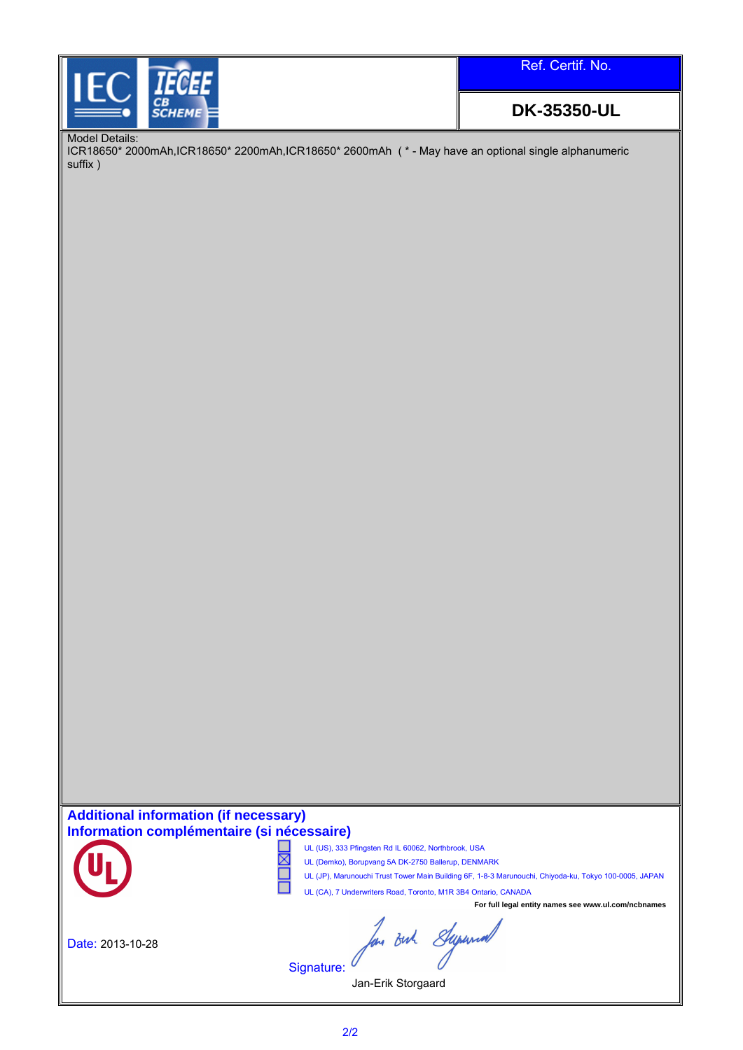IEC IECEE CB SCHEME

**Ref. Certif. No.**

**DK-35350-UL**

Model Details:
ICR18650* 2000mAh,ICR18650* 2200mAh,ICR18650* 2600mAh ( * - May have an optional single alphanumeric suffix )

## Additional information (if necessary)
## Information complémentaire (si nécessaire)

- ☐ UL (US), 333 Pfingsten Rd IL 60062, Northbrook, USA
- ☒ UL (Demko), Borupvang 5A DK-2750 Ballerup, DENMARK
- ☐ UL (JP), Marunouchi Trust Tower Main Building 6F, 1-8-3 Marunouchi, Chiyoda-ku, Tokyo 100-0005, JAPAN
- ☐ UL (CA), 7 Underwriters Road, Toronto, M1R 3B4 Ontario, CANADA

**For full legal entity names see www.ul.com/ncbnames**

Date: 2013-10-28

Signature:

Jan-Erik Storgaard